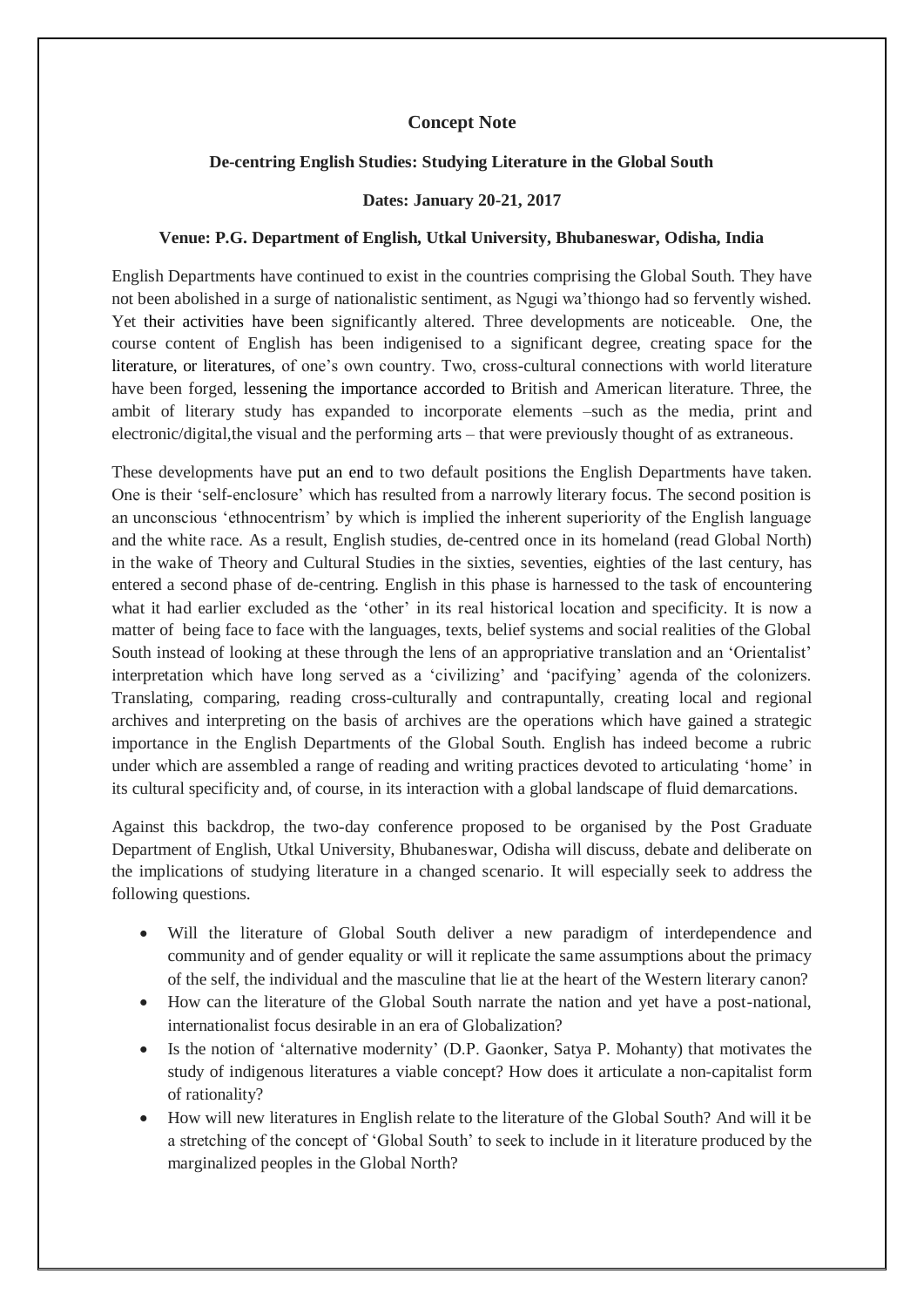# Concept Note

## De-centring English Studies: Studying Literature in the Global South

**Dates: January 20-21, 2017**

**Venue: P.G. Department of English, Utkal University, Bhubaneswar, Odisha, India**

English Departments have continued to exist in the countries comprising the Global South. They have not been abolished in a surge of nationalistic sentiment, as Ngugi wa'thiongo had so fervently wished. Yet their activities have been significantly altered. Three developments are noticeable. One, the course content of English has been indigenised to a significant degree, creating space for the literature, or literatures, of one's own country. Two, cross-cultural connections with world literature have been forged, lessening the importance accorded to British and American literature. Three, the ambit of literary study has expanded to incorporate elements –such as the media, print and electronic/digital,the visual and the performing arts – that were previously thought of as extraneous.

These developments have put an end to two default positions the English Departments have taken. One is their 'self-enclosure' which has resulted from a narrowly literary focus. The second position is an unconscious 'ethnocentrism' by which is implied the inherent superiority of the English language and the white race. As a result, English studies, de-centred once in its homeland (read Global North) in the wake of Theory and Cultural Studies in the sixties, seventies, eighties of the last century, has entered a second phase of de-centring. English in this phase is harnessed to the task of encountering what it had earlier excluded as the 'other' in its real historical location and specificity. It is now a matter of being face to face with the languages, texts, belief systems and social realities of the Global South instead of looking at these through the lens of an appropriative translation and an 'Orientalist' interpretation which have long served as a 'civilizing' and 'pacifying' agenda of the colonizers. Translating, comparing, reading cross-culturally and contrapuntally, creating local and regional archives and interpreting on the basis of archives are the operations which have gained a strategic importance in the English Departments of the Global South. English has indeed become a rubric under which are assembled a range of reading and writing practices devoted to articulating 'home' in its cultural specificity and, of course, in its interaction with a global landscape of fluid demarcations.

Against this backdrop, the two-day conference proposed to be organised by the Post Graduate Department of English, Utkal University, Bhubaneswar, Odisha will discuss, debate and deliberate on the implications of studying literature in a changed scenario. It will especially seek to address the following questions.

- Will the literature of Global South deliver a new paradigm of interdependence and community and of gender equality or will it replicate the same assumptions about the primacy of the self, the individual and the masculine that lie at the heart of the Western literary canon?
- How can the literature of the Global South narrate the nation and yet have a post-national, internationalist focus desirable in an era of Globalization?
- Is the notion of 'alternative modernity' (D.P. Gaonker, Satya P. Mohanty) that motivates the study of indigenous literatures a viable concept? How does it articulate a non-capitalist form of rationality?
- How will new literatures in English relate to the literature of the Global South? And will it be a stretching of the concept of 'Global South' to seek to include in it literature produced by the marginalized peoples in the Global North?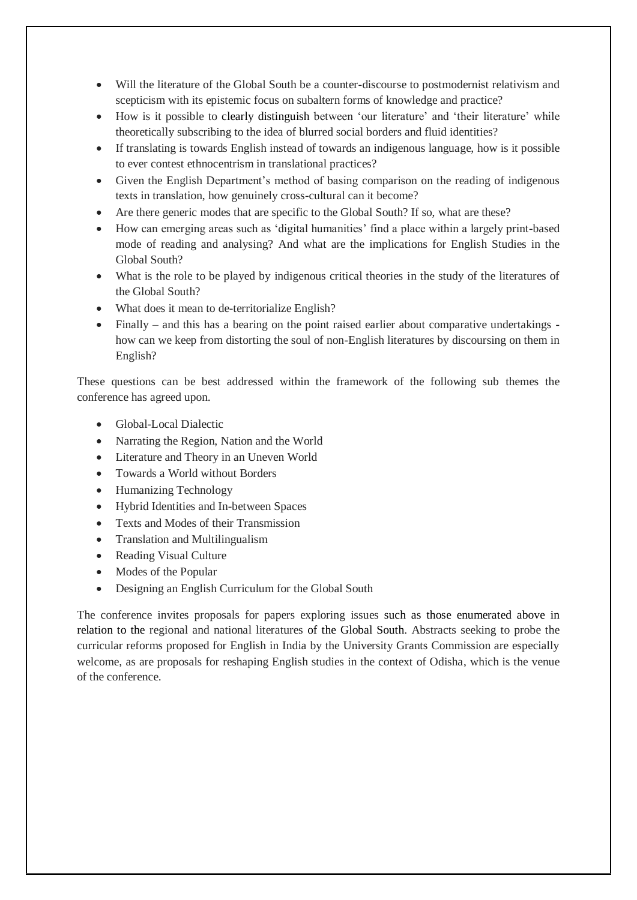- Will the literature of the Global South be a counter-discourse to postmodernist relativism and scepticism with its epistemic focus on subaltern forms of knowledge and practice?
- How is it possible to clearly distinguish between 'our literature' and 'their literature' while theoretically subscribing to the idea of blurred social borders and fluid identities?
- If translating is towards English instead of towards an indigenous language, how is it possible to ever contest ethnocentrism in translational practices?
- Given the English Department's method of basing comparison on the reading of indigenous texts in translation, how genuinely cross-cultural can it become?
- Are there generic modes that are specific to the Global South? If so, what are these?
- How can emerging areas such as 'digital humanities' find a place within a largely print-based mode of reading and analysing? And what are the implications for English Studies in the Global South?
- What is the role to be played by indigenous critical theories in the study of the literatures of the Global South?
- What does it mean to de-territorialize English?
- Finally – and this has a bearing on the point raised earlier about comparative undertakings - how can we keep from distorting the soul of non-English literatures by discoursing on them in English?

These questions can be best addressed within the framework of the following sub themes the conference has agreed upon.

- Global-Local Dialectic
- Narrating the Region, Nation and the World
- Literature and Theory in an Uneven World
- Towards a World without Borders
- Humanizing Technology
- Hybrid Identities and In-between Spaces
- Texts and Modes of their Transmission
- Translation and Multilingualism
- Reading Visual Culture
- Modes of the Popular
- Designing an English Curriculum for the Global South

The conference invites proposals for papers exploring issues such as those enumerated above in relation to the regional and national literatures of the Global South. Abstracts seeking to probe the curricular reforms proposed for English in India by the University Grants Commission are especially welcome, as are proposals for reshaping English studies in the context of Odisha, which is the venue of the conference.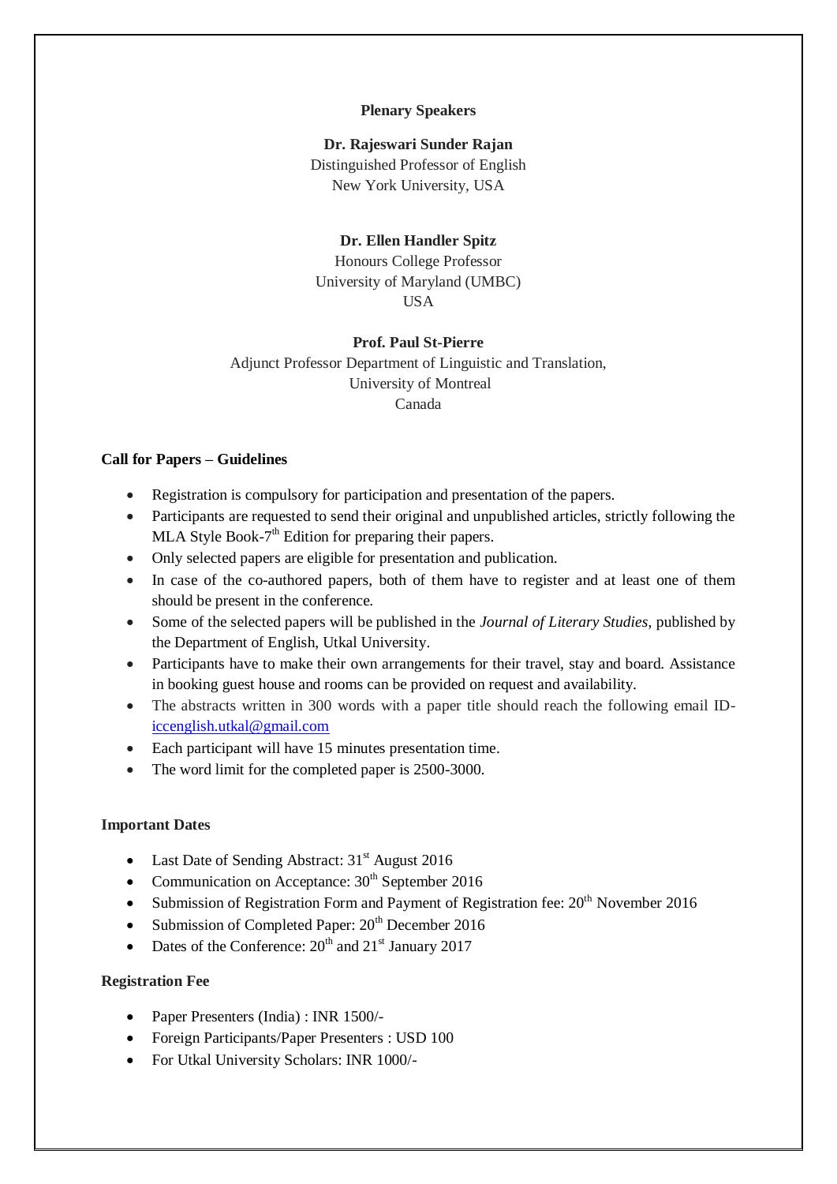**Plenary Speakers**

**Dr. Rajeswari Sunder Rajan**
Distinguished Professor of English
New York University, USA

**Dr. Ellen Handler Spitz**
Honours College Professor
University of Maryland (UMBC)
USA

**Prof. Paul St-Pierre**
Adjunct Professor Department of Linguistic and Translation,
University of Montreal
Canada

**Call for Papers – Guidelines**

- Registration is compulsory for participation and presentation of the papers.
- Participants are requested to send their original and unpublished articles, strictly following the MLA Style Book-7th Edition for preparing their papers.
- Only selected papers are eligible for presentation and publication.
- In case of the co-authored papers, both of them have to register and at least one of them should be present in the conference.
- Some of the selected papers will be published in the *Journal of Literary Studies*, published by the Department of English, Utkal University.
- Participants have to make their own arrangements for their travel, stay and board. Assistance in booking guest house and rooms can be provided on request and availability.
- The abstracts written in 300 words with a paper title should reach the following email ID- iccenglish.utkal@gmail.com
- Each participant will have 15 minutes presentation time.
- The word limit for the completed paper is 2500-3000.

**Important Dates**

- Last Date of Sending Abstract: 31st August 2016
- Communication on Acceptance: 30th September 2016
- Submission of Registration Form and Payment of Registration fee: 20th November 2016
- Submission of Completed Paper: 20th December 2016
- Dates of the Conference: 20th and 21st January 2017

**Registration Fee**

- Paper Presenters (India) : INR 1500/-
- Foreign Participants/Paper Presenters : USD 100
- For Utkal University Scholars: INR 1000/-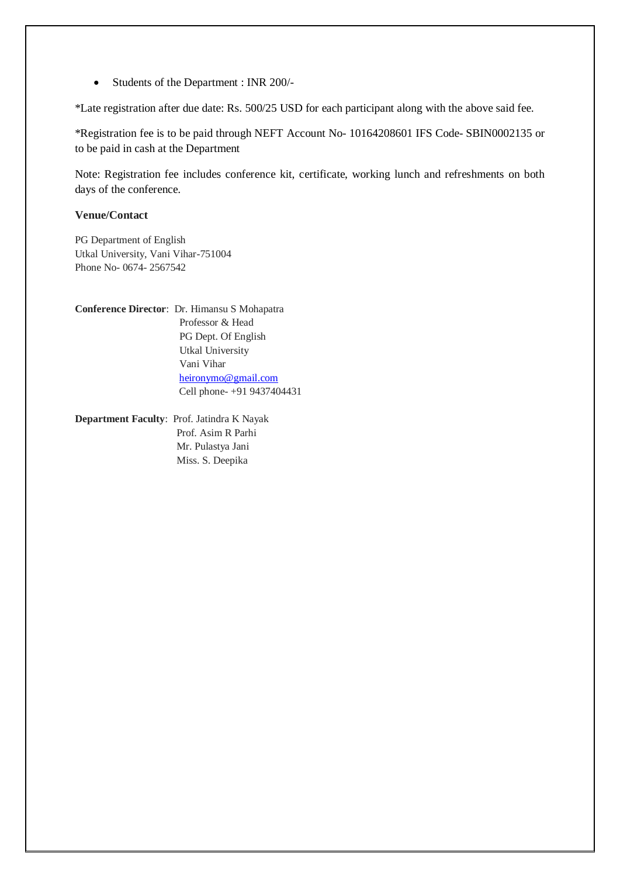- Students of the Department : INR 200/-

*Late registration after due date: Rs. 500/25 USD for each participant along with the above said fee.

*Registration fee is to be paid through NEFT Account No- 10164208601 IFS Code- SBIN0002135 or to be paid in cash at the Department

Note: Registration fee includes conference kit, certificate, working lunch and refreshments on both days of the conference.

**Venue/Contact**

PG Department of English
Utkal University, Vani Vihar-751004
Phone No- 0674- 2567542

**Conference Director**: Dr. Himansu S Mohapatra
Professor & Head
PG Dept. Of English
Utkal University
Vani Vihar
heironymo@gmail.com
Cell phone- +91 9437404431

**Department Faculty**: Prof. Jatindra K Nayak
Prof. Asim R Parhi
Mr. Pulastya Jani
Miss. S. Deepika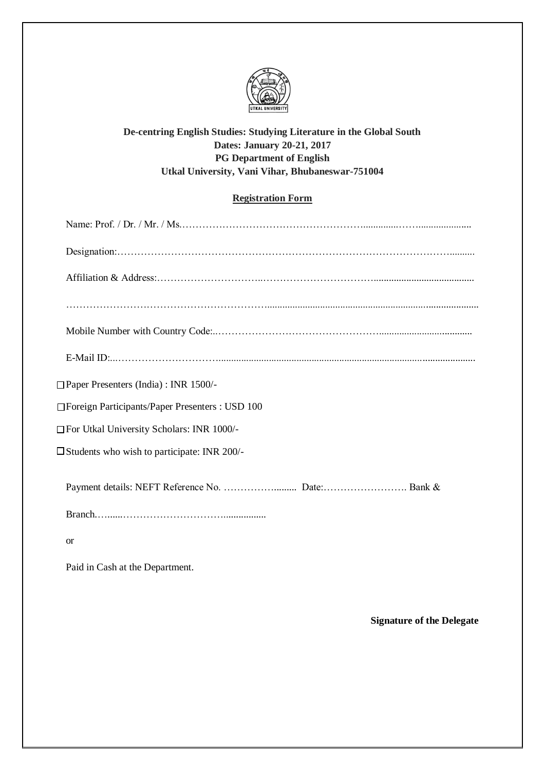**De-centring English Studies: Studying Literature in the Global South**
**Dates: January 20-21, 2017**
**PG Department of English**
**Utkal University, Vani Vihar, Bhubaneswar-751004**

**Registration Form**

Name: Prof. / Dr. / Mr. / Ms.……………………………………………………………………………

Designation:……………………………………………………………………………………………

Affiliation & Address:…………………………………………………………………………………

……………………………………………………………………………………………………………

Mobile Number with Country Code:..………………………………………………………………

E-Mail ID:...……………………………………………………………………………………………

☐ Paper Presenters (India) : INR 1500/-

☐ Foreign Participants/Paper Presenters : USD 100

☐ For Utkal University Scholars: INR 1000/-

☐ Students who wish to participate: INR 200/-

Payment details: NEFT Reference No. ……………......... Date:……………………. Bank &

Branch.….....…………………………................

or

Paid in Cash at the Department.

**Signature of the Delegate**